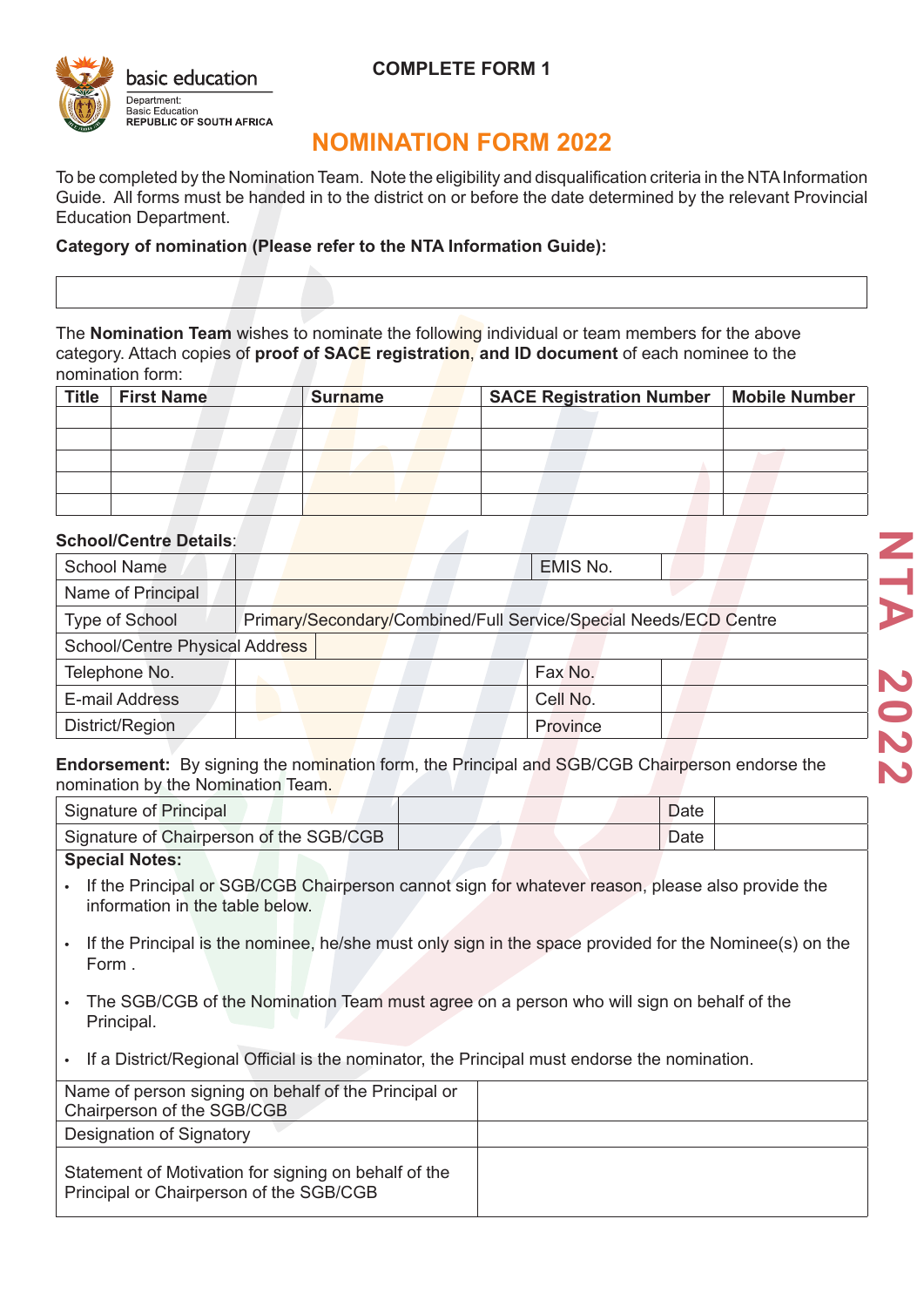basic education

Department:
Basic Education
REPUBLIC OF SOUTH AFRICA

**COMPLETE FORM 1**

# NOMINATION FORM 2022

To be completed by the Nomination Team. Note the eligibility and disqualification criteria in the NTA Information Guide. All forms must be handed in to the district on or before the date determined by the relevant Provincial Education Department.

**Category of nomination (Please refer to the NTA Information Guide):**

| |
|---|
| |

The **Nomination Team** wishes to nominate the following individual or team members for the above category. Attach copies of **proof of SACE registration**, **and ID document** of each nominee to the nomination form:

| Title | First Name | Surname | SACE Registration Number | Mobile Number |
|---|---|---|---|---|
| | | | | |
| | | | | |
| | | | | |
| | | | | |
| | | | | |

**School/Centre Details**:

| School Name | | EMIS No. | |
|---|---|---|---|
| Name of Principal | | | |
| Type of School | Primary/Secondary/Combined/Full Service/Special Needs/ECD Centre | | |
| School/Centre Physical Address | | | |
| Telephone No. | | Fax No. | |
| E-mail Address | | Cell No. | |
| District/Region | | Province | |

**Endorsement:** By signing the nomination form, the Principal and SGB/CGB Chairperson endorse the nomination by the Nomination Team.

| Signature of Principal | | Date | |
|---|---|---|---|
| Signature of Chairperson of the SGB/CGB | | Date | |

**Special Notes:**

- If the Principal or SGB/CGB Chairperson cannot sign for whatever reason, please also provide the information in the table below.
- If the Principal is the nominee, he/she must only sign in the space provided for the Nominee(s) on the Form .
- The SGB/CGB of the Nomination Team must agree on a person who will sign on behalf of the Principal.
- If a District/Regional Official is the nominator, the Principal must endorse the nomination.

| Name of person signing on behalf of the Principal or Chairperson of the SGB/CGB | |
|---|---|
| Designation of Signatory | |
| Statement of Motivation for signing on behalf of the Principal or Chairperson of the SGB/CGB | |

NTA 2022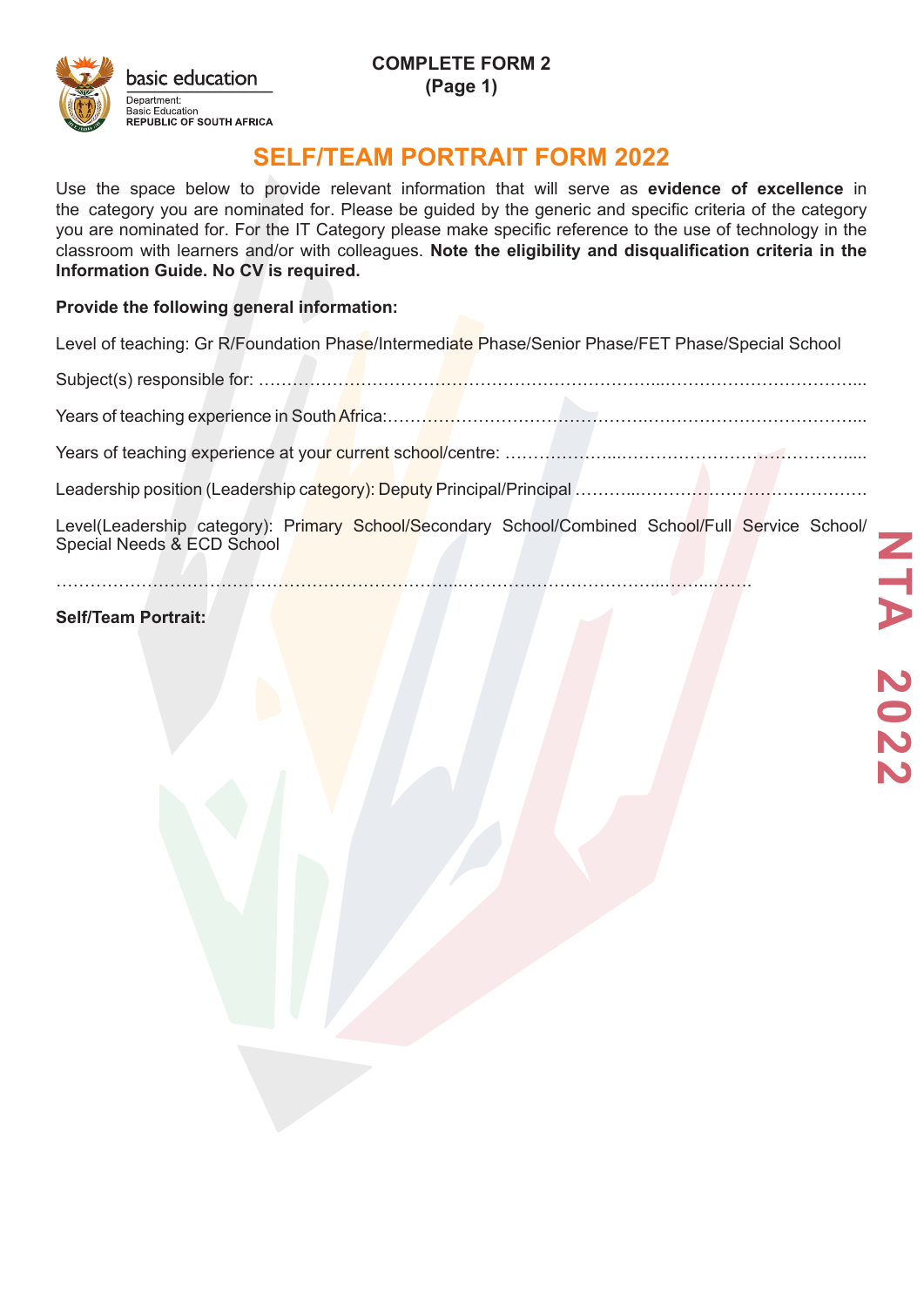**COMPLETE FORM 2**
**(Page 1)**

# SELF/TEAM PORTRAIT FORM 2022

Use the space below to provide relevant information that will serve as **evidence of excellence** in the category you are nominated for. Please be guided by the generic and specific criteria of the category you are nominated for. For the IT Category please make specific reference to the use of technology in the classroom with learners and/or with colleagues. **Note the eligibility and disqualification criteria in the Information Guide. No CV is required.**

**Provide the following general information:**

Level of teaching: Gr R/Foundation Phase/Intermediate Phase/Senior Phase/FET Phase/Special School

Subject(s) responsible for: ……………………………………………………………...……………………………...

Years of teaching experience in South Africa:………………………………………….……………………………...

Years of teaching experience at your current school/centre: ………………...……………………………………....

Leadership position (Leadership category): Deputy Principal/Principal ………..………………………………….

Level(Leadership category): Primary School/Secondary School/Combined School/Full Service School/ Special Needs & ECD School

……………………………………………………………..……………………………..……..……

**Self/Team Portrait:**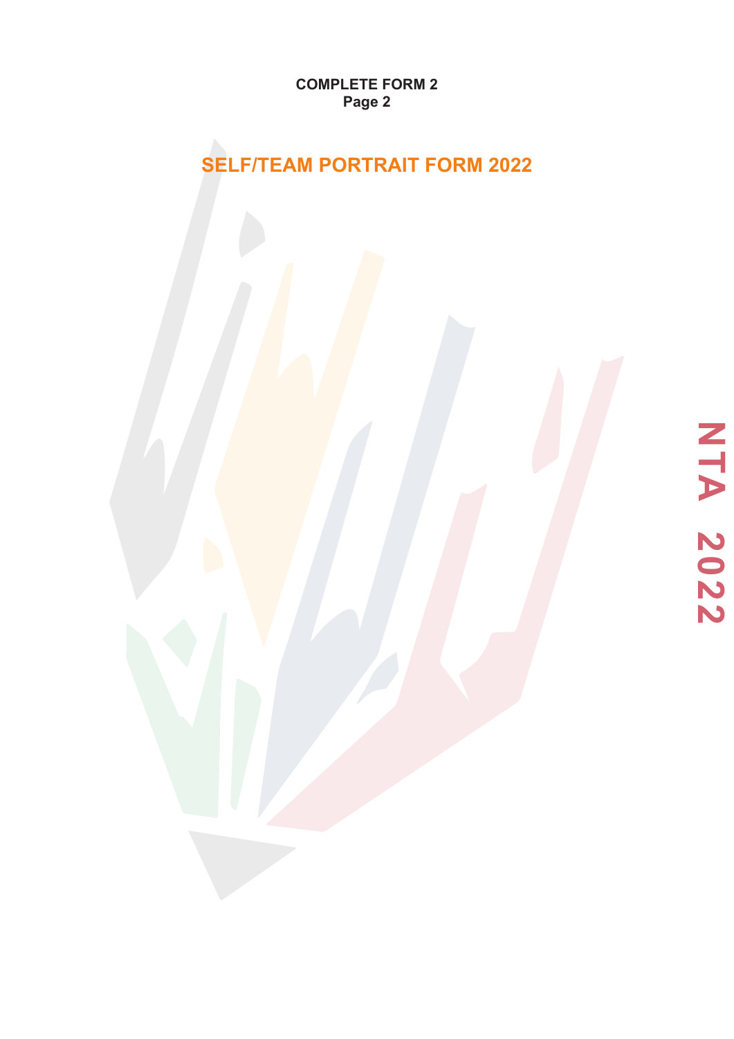**COMPLETE FORM 2**
**Page 2**

## SELF/TEAM PORTRAIT FORM 2022

NTA 2022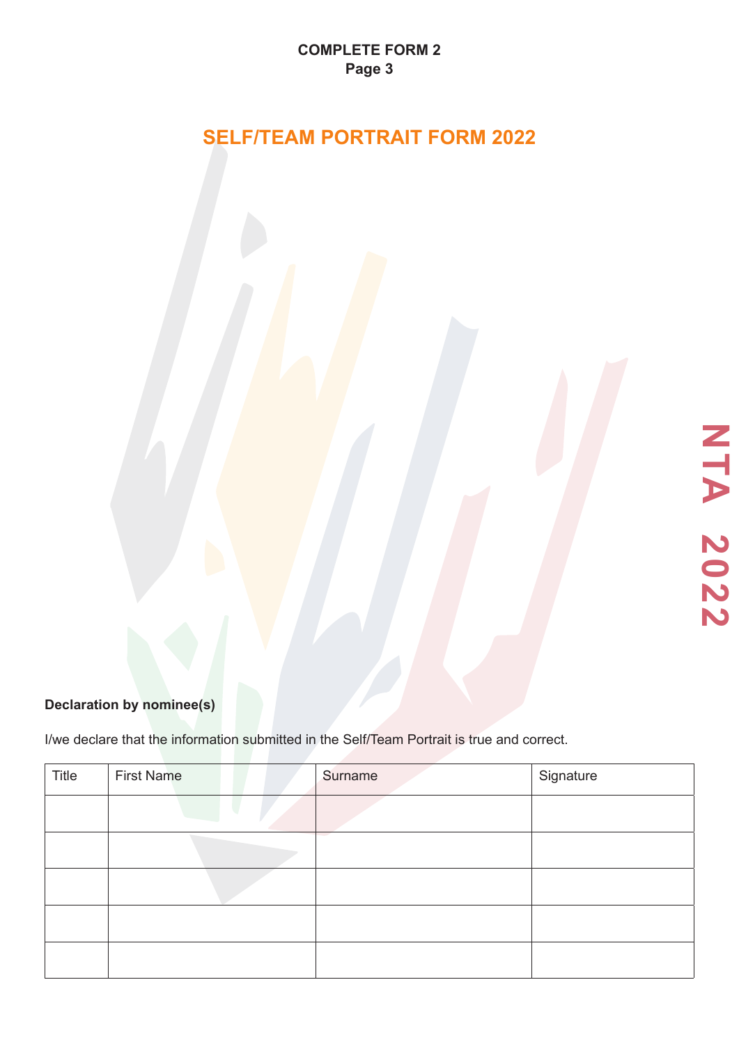**COMPLETE FORM 2**
**Page 3**

# SELF/TEAM PORTRAIT FORM 2022

**Declaration by nominee(s)**

I/we declare that the information submitted in the Self/Team Portrait is true and correct.

| Title | First Name | Surname | Signature |
|---|---|---|---|
| | | | |
| | | | |
| | | | |
| | | | |
| | | | |

NTA 2022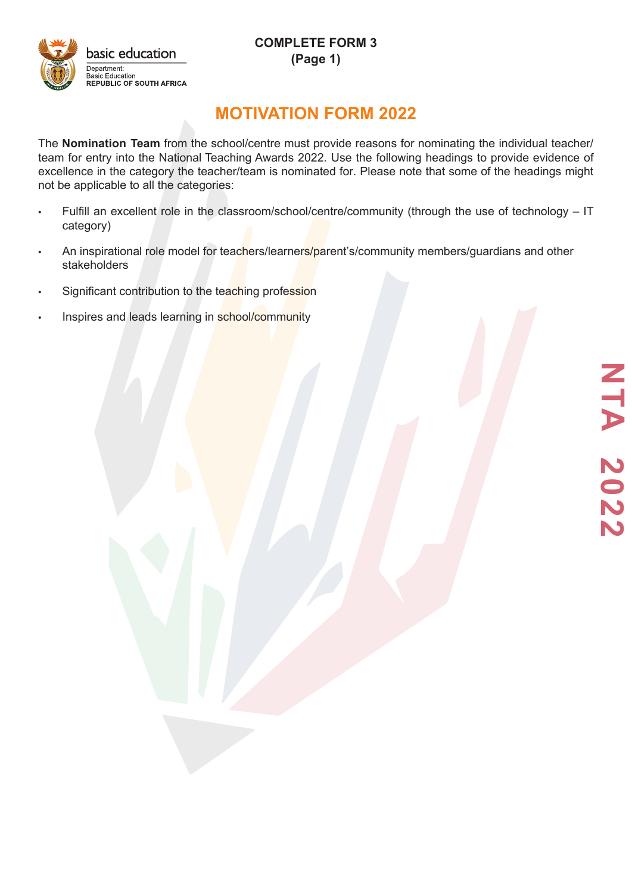basic education

Department:
Basic Education
**REPUBLIC OF SOUTH AFRICA**

**COMPLETE FORM 3**
**(Page 1)**

# MOTIVATION FORM 2022

The **Nomination Team** from the school/centre must provide reasons for nominating the individual teacher/team for entry into the National Teaching Awards 2022. Use the following headings to provide evidence of excellence in the category the teacher/team is nominated for. Please note that some of the headings might not be applicable to all the categories:

- Fulfill an excellent role in the classroom/school/centre/community (through the use of technology – IT category)
- An inspirational role model for teachers/learners/parent's/community members/guardians and other stakeholders
- Significant contribution to the teaching profession
- Inspires and leads learning in school/community

NTA 2022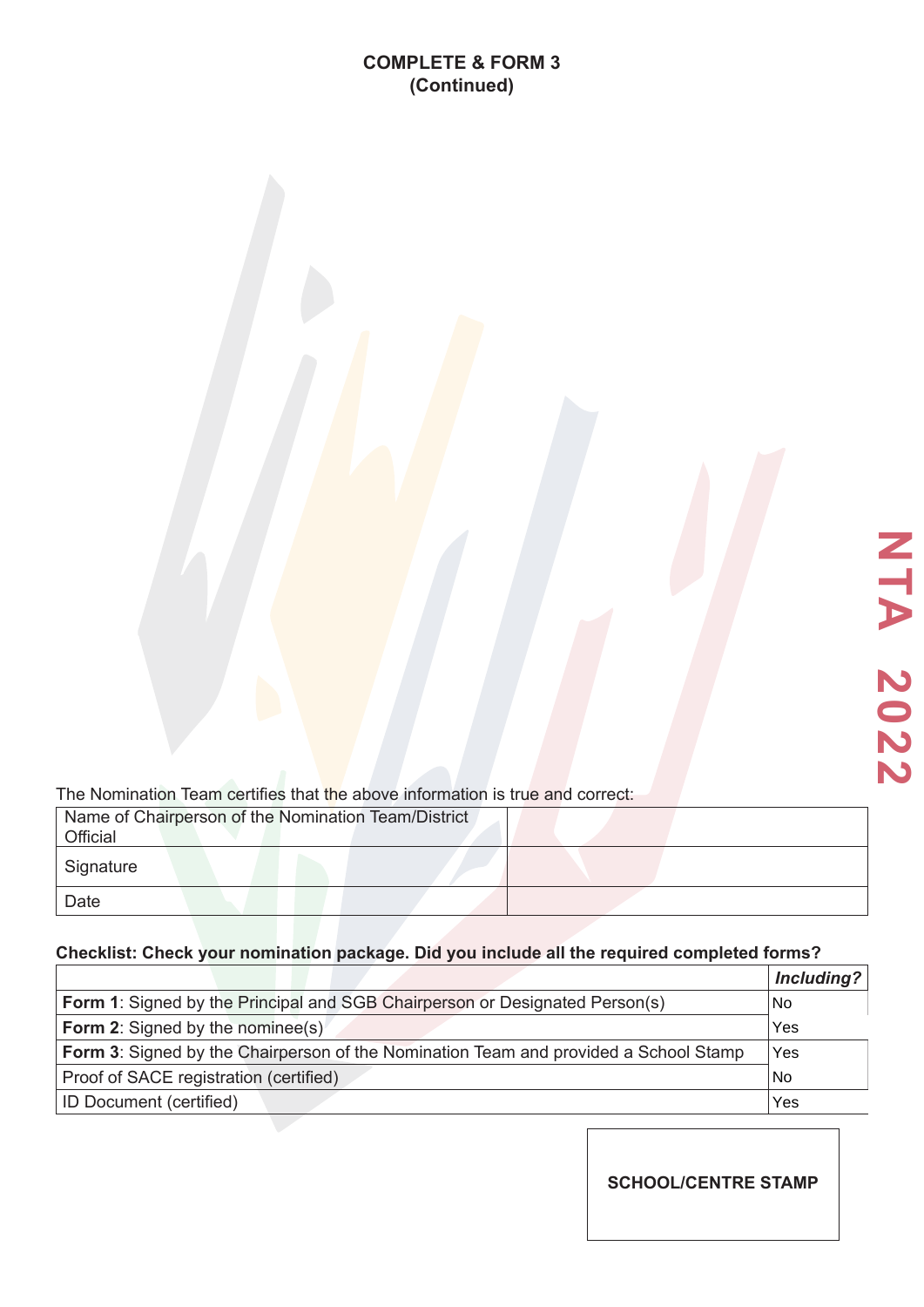## COMPLETE & FORM 3
## (Continued)

The Nomination Team certifies that the above information is true and correct:

| | |
|---|---|
| Name of Chairperson of the Nomination Team/District Official | |
| Signature | |
| Date | |

**Checklist: Check your nomination package. Did you include all the required completed forms?**

| | ***Including?*** |
|---|---|
| **Form 1**: Signed by the Principal and SGB Chairperson or Designated Person(s) | No |
| **Form 2**: Signed by the nominee(s) | Yes |
| **Form 3**: Signed by the Chairperson of the Nomination Team and provided a School Stamp | Yes |
| Proof of SACE registration (certified) | No |
| ID Document (certified) | Yes |

**SCHOOL/CENTRE STAMP**